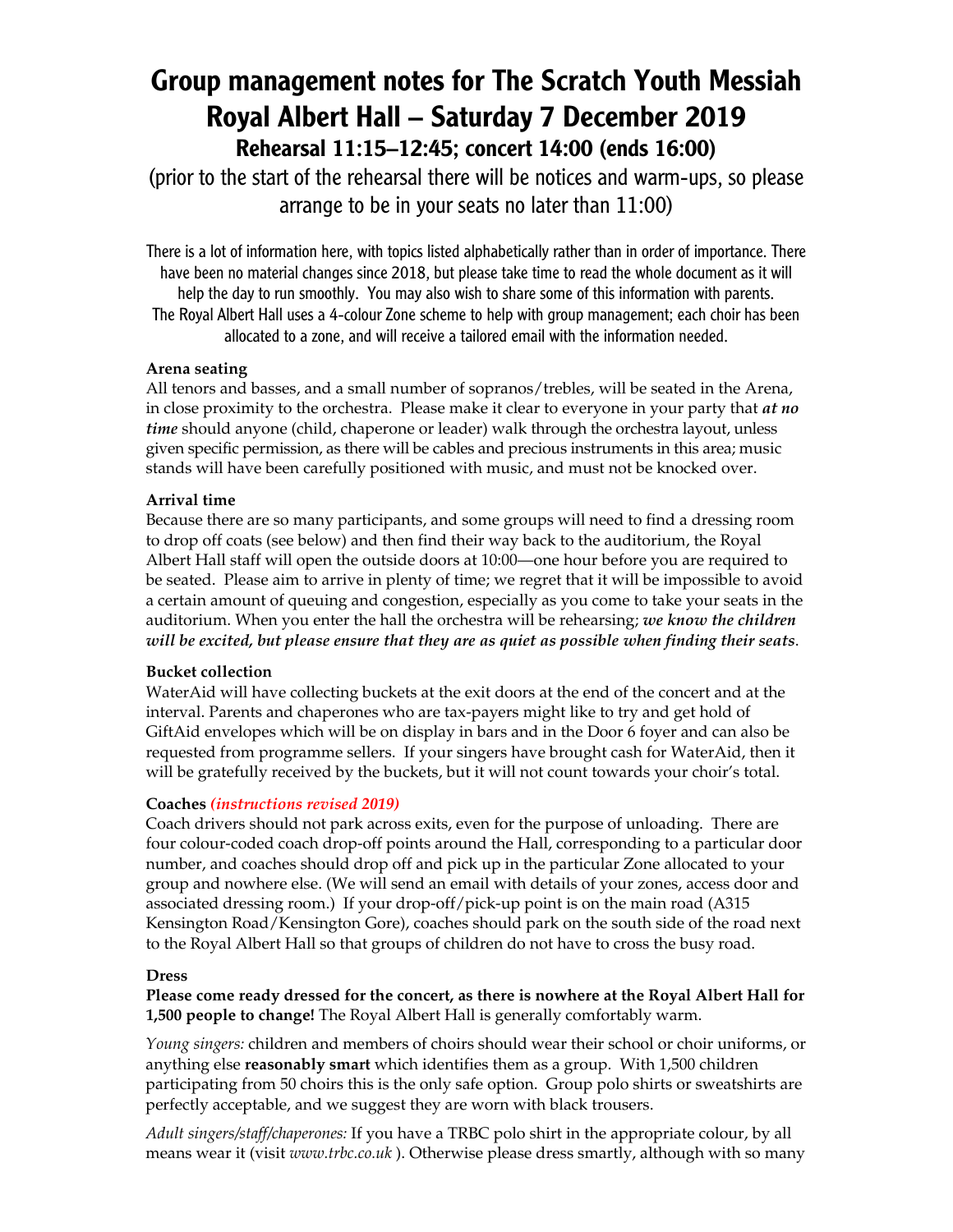# Group management notes for The Scratch Youth Messiah
# Royal Albert Hall – Saturday 7 December 2019
## Rehearsal 11:15–12:45; concert 14:00 (ends 16:00)

(prior to the start of the rehearsal there will be notices and warm-ups, so please arrange to be in your seats no later than 11:00)

There is a lot of information here, with topics listed alphabetically rather than in order of importance. There have been no material changes since 2018, but please take time to read the whole document as it will help the day to run smoothly. You may also wish to share some of this information with parents. The Royal Albert Hall uses a 4-colour Zone scheme to help with group management; each choir has been allocated to a zone, and will receive a tailored email with the information needed.

**Arena seating**

All tenors and basses, and a small number of sopranos/trebles, will be seated in the Arena, in close proximity to the orchestra. Please make it clear to everyone in your party that ***at no time*** should anyone (child, chaperone or leader) walk through the orchestra layout, unless given specific permission, as there will be cables and precious instruments in this area; music stands will have been carefully positioned with music, and must not be knocked over.

**Arrival time**

Because there are so many participants, and some groups will need to find a dressing room to drop off coats (see below) and then find their way back to the auditorium, the Royal Albert Hall staff will open the outside doors at 10:00—one hour before you are required to be seated. Please aim to arrive in plenty of time; we regret that it will be impossible to avoid a certain amount of queuing and congestion, especially as you come to take your seats in the auditorium. When you enter the hall the orchestra will be rehearsing; ***we know the children will be excited, but please ensure that they are as quiet as possible when finding their seats***.

**Bucket collection**

WaterAid will have collecting buckets at the exit doors at the end of the concert and at the interval. Parents and chaperones who are tax-payers might like to try and get hold of GiftAid envelopes which will be on display in bars and in the Door 6 foyer and can also be requested from programme sellers. If your singers have brought cash for WaterAid, then it will be gratefully received by the buckets, but it will not count towards your choir's total.

**Coaches** ***(instructions revised 2019)***

Coach drivers should not park across exits, even for the purpose of unloading. There are four colour-coded coach drop-off points around the Hall, corresponding to a particular door number, and coaches should drop off and pick up in the particular Zone allocated to your group and nowhere else. (We will send an email with details of your zones, access door and associated dressing room.) If your drop-off/pick-up point is on the main road (A315 Kensington Road/Kensington Gore), coaches should park on the south side of the road next to the Royal Albert Hall so that groups of children do not have to cross the busy road.

**Dress**

**Please come ready dressed for the concert, as there is nowhere at the Royal Albert Hall for 1,500 people to change!** The Royal Albert Hall is generally comfortably warm.

*Young singers:* children and members of choirs should wear their school or choir uniforms, or anything else **reasonably smart** which identifies them as a group. With 1,500 children participating from 50 choirs this is the only safe option. Group polo shirts or sweatshirts are perfectly acceptable, and we suggest they are worn with black trousers.

*Adult singers/staff/chaperones:* If you have a TRBC polo shirt in the appropriate colour, by all means wear it (visit *www.trbc.co.uk* ). Otherwise please dress smartly, although with so many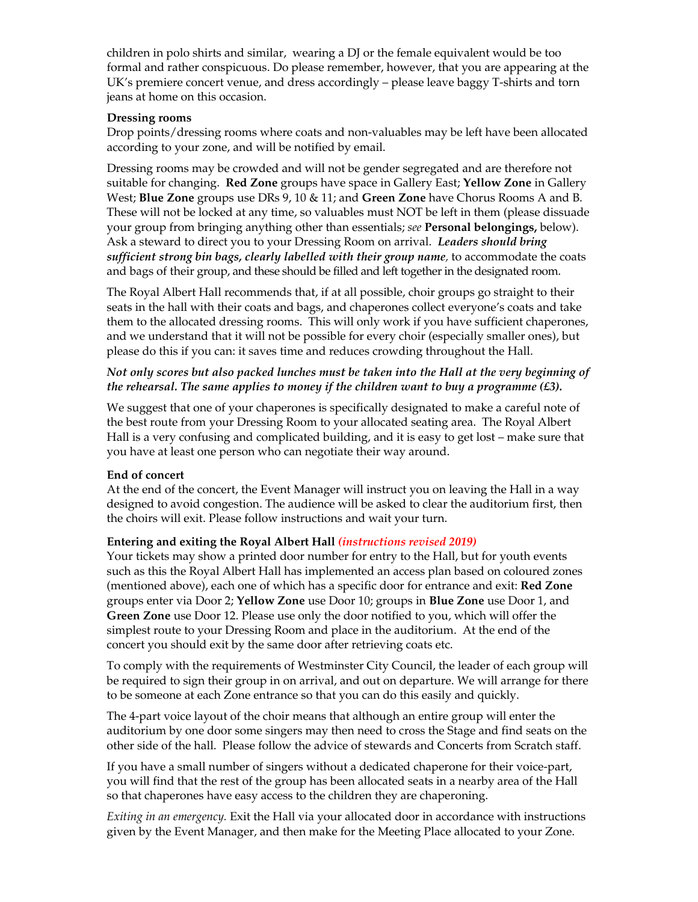children in polo shirts and similar, wearing a DJ or the female equivalent would be too formal and rather conspicuous. Do please remember, however, that you are appearing at the UK's premiere concert venue, and dress accordingly – please leave baggy T-shirts and torn jeans at home on this occasion.

**Dressing rooms**

Drop points/dressing rooms where coats and non-valuables may be left have been allocated according to your zone, and will be notified by email.

Dressing rooms may be crowded and will not be gender segregated and are therefore not suitable for changing. **Red Zone** groups have space in Gallery East; **Yellow Zone** in Gallery West; **Blue Zone** groups use DRs 9, 10 & 11; and **Green Zone** have Chorus Rooms A and B. These will not be locked at any time, so valuables must NOT be left in them (please dissuade your group from bringing anything other than essentials; *see* **Personal belongings,** below). Ask a steward to direct you to your Dressing Room on arrival. ***Leaders should bring sufficient strong bin bags, clearly labelled with their group name,*** to accommodate the coats and bags of their group, and these should be filled and left together in the designated room.

The Royal Albert Hall recommends that, if at all possible, choir groups go straight to their seats in the hall with their coats and bags, and chaperones collect everyone's coats and take them to the allocated dressing rooms. This will only work if you have sufficient chaperones, and we understand that it will not be possible for every choir (especially smaller ones), but please do this if you can: it saves time and reduces crowding throughout the Hall.

***Not only scores but also packed lunches must be taken into the Hall at the very beginning of the rehearsal. The same applies to money if the children want to buy a programme (£3).***

We suggest that one of your chaperones is specifically designated to make a careful note of the best route from your Dressing Room to your allocated seating area. The Royal Albert Hall is a very confusing and complicated building, and it is easy to get lost – make sure that you have at least one person who can negotiate their way around.

**End of concert**

At the end of the concert, the Event Manager will instruct you on leaving the Hall in a way designed to avoid congestion. The audience will be asked to clear the auditorium first, then the choirs will exit. Please follow instructions and wait your turn.

**Entering and exiting the Royal Albert Hall** ***(instructions revised 2019)***

Your tickets may show a printed door number for entry to the Hall, but for youth events such as this the Royal Albert Hall has implemented an access plan based on coloured zones (mentioned above), each one of which has a specific door for entrance and exit: **Red Zone** groups enter via Door 2; **Yellow Zone** use Door 10; groups in **Blue Zone** use Door 1, and **Green Zone** use Door 12. Please use only the door notified to you, which will offer the simplest route to your Dressing Room and place in the auditorium. At the end of the concert you should exit by the same door after retrieving coats etc.

To comply with the requirements of Westminster City Council, the leader of each group will be required to sign their group in on arrival, and out on departure. We will arrange for there to be someone at each Zone entrance so that you can do this easily and quickly.

The 4-part voice layout of the choir means that although an entire group will enter the auditorium by one door some singers may then need to cross the Stage and find seats on the other side of the hall. Please follow the advice of stewards and Concerts from Scratch staff.

If you have a small number of singers without a dedicated chaperone for their voice-part, you will find that the rest of the group has been allocated seats in a nearby area of the Hall so that chaperones have easy access to the children they are chaperoning.

*Exiting in an emergency.* Exit the Hall via your allocated door in accordance with instructions given by the Event Manager, and then make for the Meeting Place allocated to your Zone.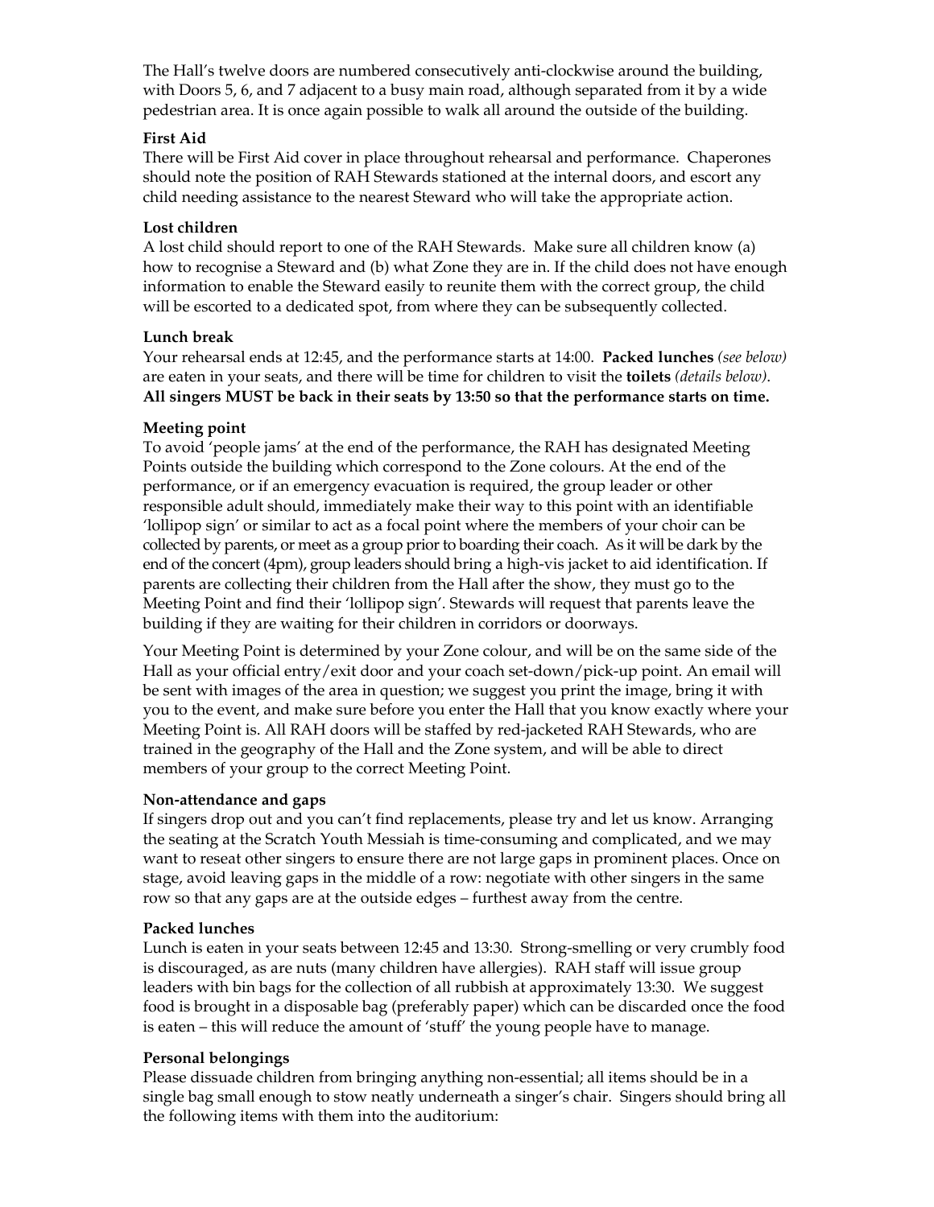The Hall's twelve doors are numbered consecutively anti-clockwise around the building, with Doors 5, 6, and 7 adjacent to a busy main road, although separated from it by a wide pedestrian area. It is once again possible to walk all around the outside of the building.

**First Aid**
There will be First Aid cover in place throughout rehearsal and performance. Chaperones should note the position of RAH Stewards stationed at the internal doors, and escort any child needing assistance to the nearest Steward who will take the appropriate action.

**Lost children**
A lost child should report to one of the RAH Stewards. Make sure all children know (a) how to recognise a Steward and (b) what Zone they are in. If the child does not have enough information to enable the Steward easily to reunite them with the correct group, the child will be escorted to a dedicated spot, from where they can be subsequently collected.

**Lunch break**
Your rehearsal ends at 12:45, and the performance starts at 14:00. **Packed lunches** *(see below)* are eaten in your seats, and there will be time for children to visit the **toilets** *(details below)*. **All singers MUST be back in their seats by 13:50 so that the performance starts on time.**

**Meeting point**
To avoid 'people jams' at the end of the performance, the RAH has designated Meeting Points outside the building which correspond to the Zone colours. At the end of the performance, or if an emergency evacuation is required, the group leader or other responsible adult should, immediately make their way to this point with an identifiable 'lollipop sign' or similar to act as a focal point where the members of your choir can be collected by parents, or meet as a group prior to boarding their coach. As it will be dark by the end of the concert (4pm), group leaders should bring a high-vis jacket to aid identification. If parents are collecting their children from the Hall after the show, they must go to the Meeting Point and find their 'lollipop sign'. Stewards will request that parents leave the building if they are waiting for their children in corridors or doorways.

Your Meeting Point is determined by your Zone colour, and will be on the same side of the Hall as your official entry/exit door and your coach set-down/pick-up point. An email will be sent with images of the area in question; we suggest you print the image, bring it with you to the event, and make sure before you enter the Hall that you know exactly where your Meeting Point is. All RAH doors will be staffed by red-jacketed RAH Stewards, who are trained in the geography of the Hall and the Zone system, and will be able to direct members of your group to the correct Meeting Point.

**Non-attendance and gaps**
If singers drop out and you can't find replacements, please try and let us know. Arranging the seating at the Scratch Youth Messiah is time-consuming and complicated, and we may want to reseat other singers to ensure there are not large gaps in prominent places. Once on stage, avoid leaving gaps in the middle of a row: negotiate with other singers in the same row so that any gaps are at the outside edges – furthest away from the centre.

**Packed lunches**
Lunch is eaten in your seats between 12:45 and 13:30. Strong-smelling or very crumbly food is discouraged, as are nuts (many children have allergies). RAH staff will issue group leaders with bin bags for the collection of all rubbish at approximately 13:30. We suggest food is brought in a disposable bag (preferably paper) which can be discarded once the food is eaten – this will reduce the amount of 'stuff' the young people have to manage.

**Personal belongings**
Please dissuade children from bringing anything non-essential; all items should be in a single bag small enough to stow neatly underneath a singer's chair. Singers should bring all the following items with them into the auditorium: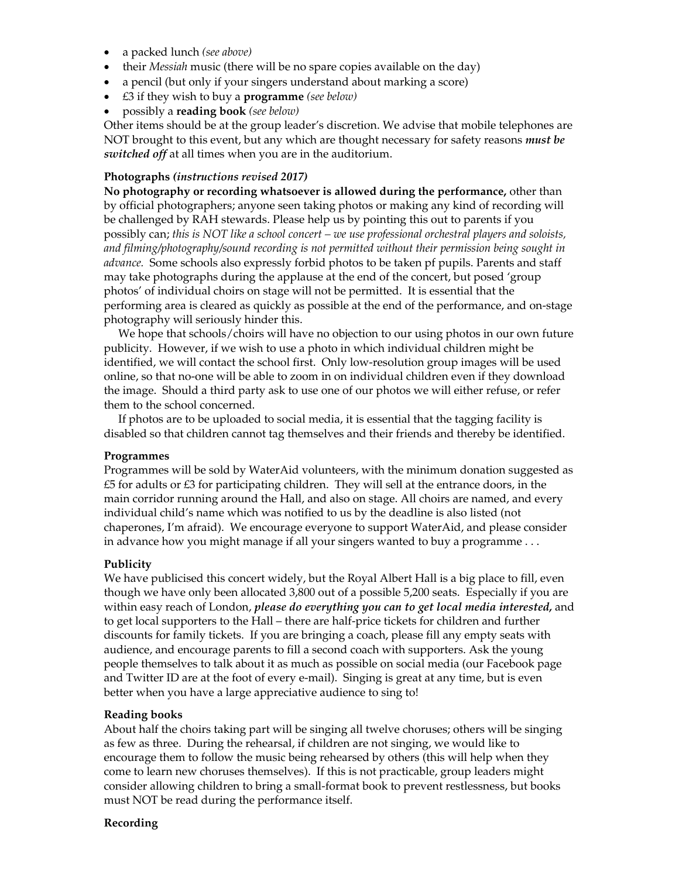- a packed lunch *(see above)*
- their *Messiah* music (there will be no spare copies available on the day)
- a pencil (but only if your singers understand about marking a score)
- £3 if they wish to buy a **programme** *(see below)*
- possibly a **reading book** *(see below)*

Other items should be at the group leader's discretion. We advise that mobile telephones are NOT brought to this event, but any which are thought necessary for safety reasons ***must be switched off*** at all times when you are in the auditorium.

**Photographs *(instructions revised 2017)***

**No photography or recording whatsoever is allowed during the performance,** other than by official photographers; anyone seen taking photos or making any kind of recording will be challenged by RAH stewards. Please help us by pointing this out to parents if you possibly can; *this is NOT like a school concert – we use professional orchestral players and soloists, and filming/photography/sound recording is not permitted without their permission being sought in advance.* Some schools also expressly forbid photos to be taken pf pupils. Parents and staff may take photographs during the applause at the end of the concert, but posed 'group photos' of individual choirs on stage will not be permitted. It is essential that the performing area is cleared as quickly as possible at the end of the performance, and on-stage photography will seriously hinder this.

We hope that schools/choirs will have no objection to our using photos in our own future publicity. However, if we wish to use a photo in which individual children might be identified, we will contact the school first. Only low-resolution group images will be used online, so that no-one will be able to zoom in on individual children even if they download the image. Should a third party ask to use one of our photos we will either refuse, or refer them to the school concerned.

If photos are to be uploaded to social media, it is essential that the tagging facility is disabled so that children cannot tag themselves and their friends and thereby be identified.

**Programmes**

Programmes will be sold by WaterAid volunteers, with the minimum donation suggested as £5 for adults or £3 for participating children. They will sell at the entrance doors, in the main corridor running around the Hall, and also on stage. All choirs are named, and every individual child's name which was notified to us by the deadline is also listed (not chaperones, I'm afraid). We encourage everyone to support WaterAid, and please consider in advance how you might manage if all your singers wanted to buy a programme . . .

**Publicity**

We have publicised this concert widely, but the Royal Albert Hall is a big place to fill, even though we have only been allocated 3,800 out of a possible 5,200 seats. Especially if you are within easy reach of London, ***please do everything you can to get local media interested,*** and to get local supporters to the Hall – there are half-price tickets for children and further discounts for family tickets. If you are bringing a coach, please fill any empty seats with audience, and encourage parents to fill a second coach with supporters. Ask the young people themselves to talk about it as much as possible on social media (our Facebook page and Twitter ID are at the foot of every e-mail). Singing is great at any time, but is even better when you have a large appreciative audience to sing to!

**Reading books**

About half the choirs taking part will be singing all twelve choruses; others will be singing as few as three. During the rehearsal, if children are not singing, we would like to encourage them to follow the music being rehearsed by others (this will help when they come to learn new choruses themselves). If this is not practicable, group leaders might consider allowing children to bring a small-format book to prevent restlessness, but books must NOT be read during the performance itself.

**Recording**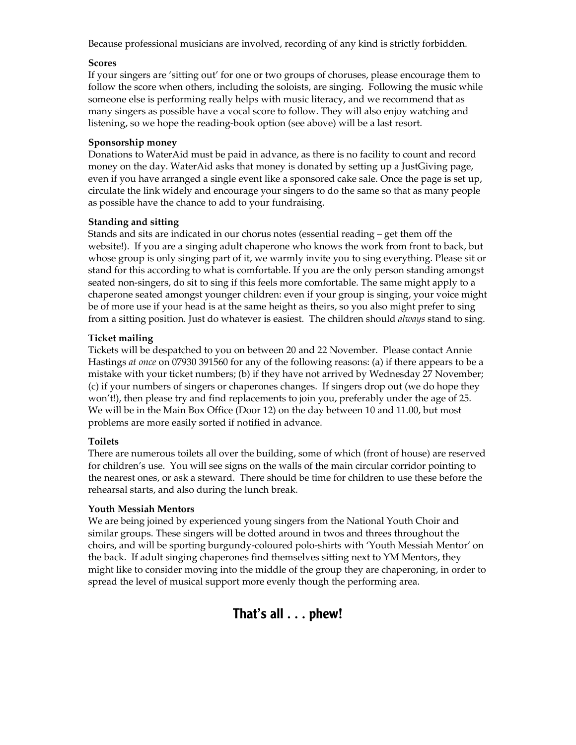Because professional musicians are involved, recording of any kind is strictly forbidden.

**Scores**

If your singers are 'sitting out' for one or two groups of choruses, please encourage them to follow the score when others, including the soloists, are singing. Following the music while someone else is performing really helps with music literacy, and we recommend that as many singers as possible have a vocal score to follow. They will also enjoy watching and listening, so we hope the reading-book option (see above) will be a last resort.

**Sponsorship money**

Donations to WaterAid must be paid in advance, as there is no facility to count and record money on the day. WaterAid asks that money is donated by setting up a JustGiving page, even if you have arranged a single event like a sponsored cake sale. Once the page is set up, circulate the link widely and encourage your singers to do the same so that as many people as possible have the chance to add to your fundraising.

**Standing and sitting**

Stands and sits are indicated in our chorus notes (essential reading – get them off the website!). If you are a singing adult chaperone who knows the work from front to back, but whose group is only singing part of it, we warmly invite you to sing everything. Please sit or stand for this according to what is comfortable. If you are the only person standing amongst seated non-singers, do sit to sing if this feels more comfortable. The same might apply to a chaperone seated amongst younger children: even if your group is singing, your voice might be of more use if your head is at the same height as theirs, so you also might prefer to sing from a sitting position. Just do whatever is easiest. The children should *always* stand to sing.

**Ticket mailing**

Tickets will be despatched to you on between 20 and 22 November. Please contact Annie Hastings *at once* on 07930 391560 for any of the following reasons: (a) if there appears to be a mistake with your ticket numbers; (b) if they have not arrived by Wednesday 27 November; (c) if your numbers of singers or chaperones changes. If singers drop out (we do hope they won't!), then please try and find replacements to join you, preferably under the age of 25. We will be in the Main Box Office (Door 12) on the day between 10 and 11.00, but most problems are more easily sorted if notified in advance.

**Toilets**

There are numerous toilets all over the building, some of which (front of house) are reserved for children's use. You will see signs on the walls of the main circular corridor pointing to the nearest ones, or ask a steward. There should be time for children to use these before the rehearsal starts, and also during the lunch break.

**Youth Messiah Mentors**

We are being joined by experienced young singers from the National Youth Choir and similar groups. These singers will be dotted around in twos and threes throughout the choirs, and will be sporting burgundy-coloured polo-shirts with 'Youth Messiah Mentor' on the back. If adult singing chaperones find themselves sitting next to YM Mentors, they might like to consider moving into the middle of the group they are chaperoning, in order to spread the level of musical support more evenly though the performing area.

## That's all . . . phew!